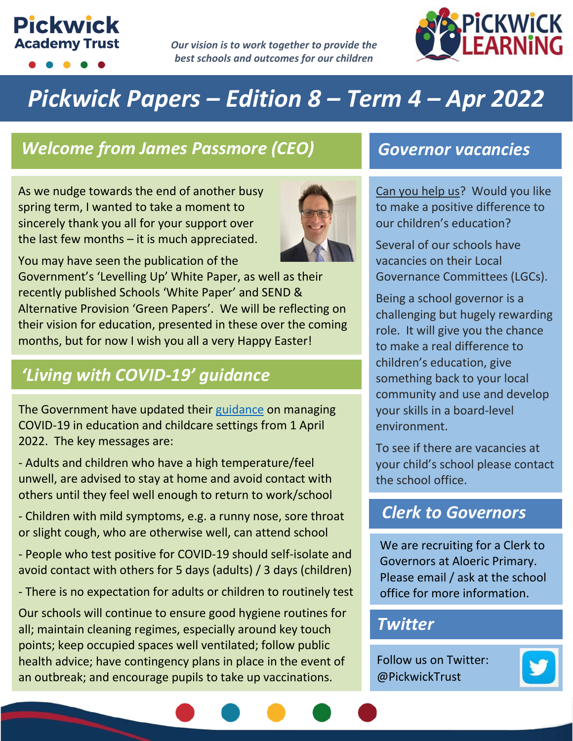**Pickwick Academy Trust**

*Our vision is to work together to provide the best schools and outcomes for our children*

**PICKWICK LEARNING**

# *Pickwick Papers – Edition 8 – Term 4 – Apr 2022*

## *Welcome from James Passmore (CEO)*

As we nudge towards the end of another busy spring term, I wanted to take a moment to sincerely thank you all for your support over the last few months – it is much appreciated.

You may have seen the publication of the Government's 'Levelling Up' White Paper, as well as their recently published Schools 'White Paper' and SEND & Alternative Provision 'Green Papers'. We will be reflecting on their vision for education, presented in these over the coming months, but for now I wish you all a very Happy Easter!

## *'Living with COVID-19' guidance*

The Government have updated their guidance on managing COVID-19 in education and childcare settings from 1 April 2022. The key messages are:

- Adults and children who have a high temperature/feel unwell, are advised to stay at home and avoid contact with others until they feel well enough to return to work/school
- Children with mild symptoms, e.g. a runny nose, sore throat or slight cough, who are otherwise well, can attend school
- People who test positive for COVID-19 should self-isolate and avoid contact with others for 5 days (adults) / 3 days (children)
- There is no expectation for adults or children to routinely test

Our schools will continue to ensure good hygiene routines for all; maintain cleaning regimes, especially around key touch points; keep occupied spaces well ventilated; follow public health advice; have contingency plans in place in the event of an outbreak; and encourage pupils to take up vaccinations.

## *Governor vacancies*

Can you help us? Would you like to make a positive difference to our children's education?

Several of our schools have vacancies on their Local Governance Committees (LGCs).

Being a school governor is a challenging but hugely rewarding role. It will give you the chance to make a real difference to children's education, give something back to your local community and use and develop your skills in a board-level environment.

To see if there are vacancies at your child's school please contact the school office.

## *Clerk to Governors*

We are recruiting for a Clerk to Governors at Aloeric Primary. Please email / ask at the school office for more information.

## *Twitter*

Follow us on Twitter: @PickwickTrust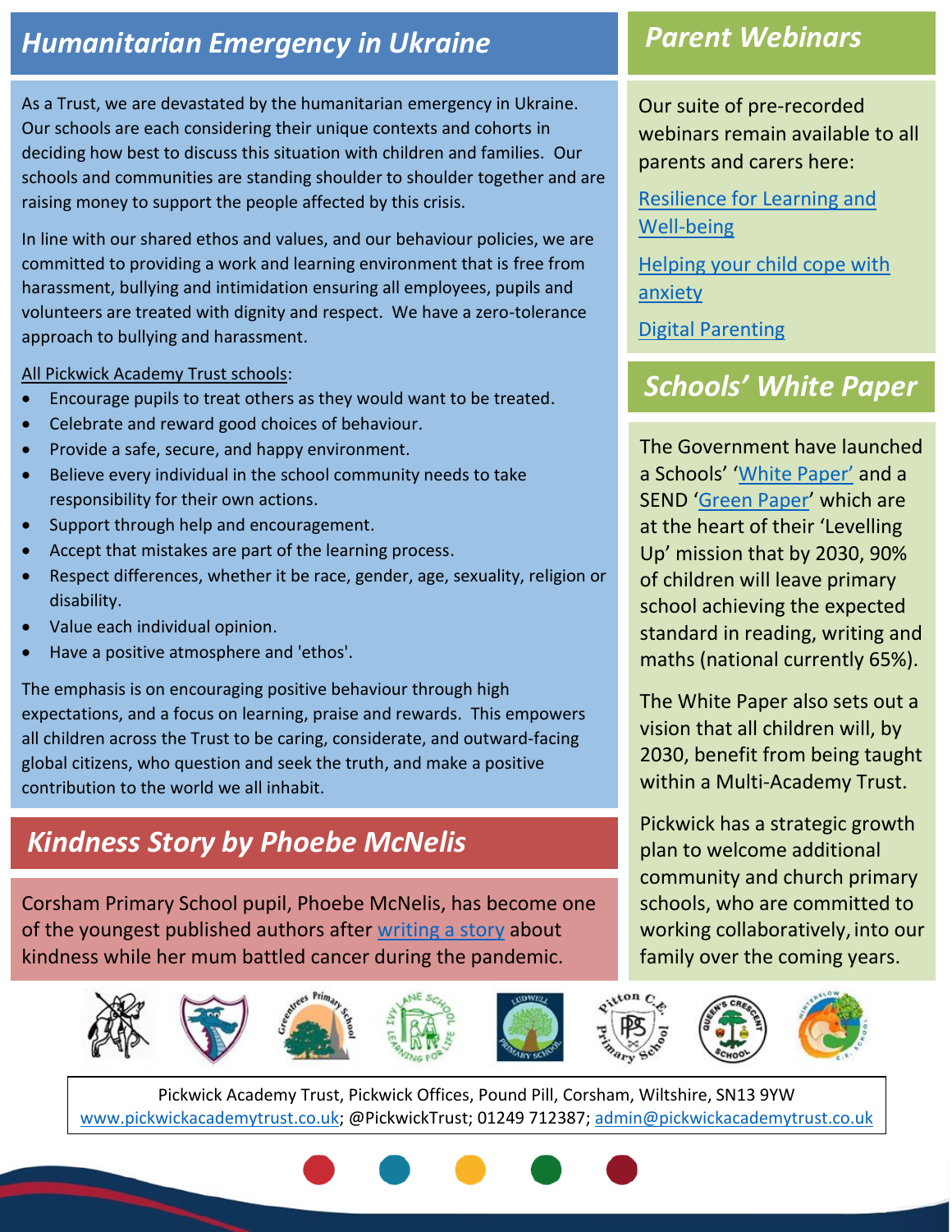## *Humanitarian Emergency in Ukraine*

As a Trust, we are devastated by the humanitarian emergency in Ukraine. Our schools are each considering their unique contexts and cohorts in deciding how best to discuss this situation with children and families. Our schools and communities are standing shoulder to shoulder together and are raising money to support the people affected by this crisis.

In line with our shared ethos and values, and our behaviour policies, we are committed to providing a work and learning environment that is free from harassment, bullying and intimidation ensuring all employees, pupils and volunteers are treated with dignity and respect. We have a zero-tolerance approach to bullying and harassment.

All Pickwick Academy Trust schools:

- Encourage pupils to treat others as they would want to be treated.
- Celebrate and reward good choices of behaviour.
- Provide a safe, secure, and happy environment.
- Believe every individual in the school community needs to take responsibility for their own actions.
- Support through help and encouragement.
- Accept that mistakes are part of the learning process.
- Respect differences, whether it be race, gender, age, sexuality, religion or disability.
- Value each individual opinion.
- Have a positive atmosphere and 'ethos'.

The emphasis is on encouraging positive behaviour through high expectations, and a focus on learning, praise and rewards. This empowers all children across the Trust to be caring, considerate, and outward-facing global citizens, who question and seek the truth, and make a positive contribution to the world we all inhabit.

## *Kindness Story by Phoebe McNelis*

Corsham Primary School pupil, Phoebe McNelis, has become one of the youngest published authors after writing a story about kindness while her mum battled cancer during the pandemic.

## *Parent Webinars*

Our suite of pre-recorded webinars remain available to all parents and carers here:

Resilience for Learning and Well-being

Helping your child cope with anxiety

Digital Parenting

## *Schools' White Paper*

The Government have launched a Schools' 'White Paper' and a SEND 'Green Paper' which are at the heart of their 'Levelling Up' mission that by 2030, 90% of children will leave primary school achieving the expected standard in reading, writing and maths (national currently 65%).

The White Paper also sets out a vision that all children will, by 2030, benefit from being taught within a Multi-Academy Trust.

Pickwick has a strategic growth plan to welcome additional community and church primary schools, who are committed to working collaboratively, into our family over the coming years.

Pickwick Academy Trust, Pickwick Offices, Pound Pill, Corsham, Wiltshire, SN13 9YW
www.pickwickacademytrust.co.uk; @PickwickTrust; 01249 712387; admin@pickwickacademytrust.co.uk